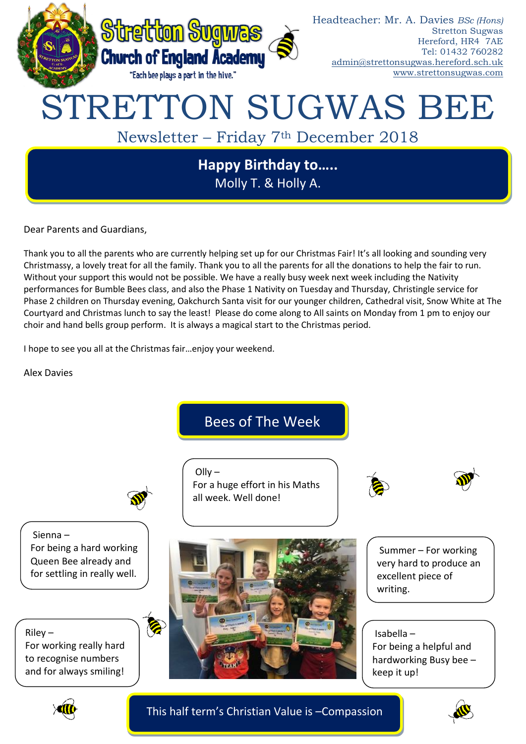# Stretton Sugwas Church of England Academy

"Each bee plays a part in the hive."

Headteacher: Mr. A. Davies *BSc (Hons)*
Stretton Sugwas
Hereford, HR4 7AE
Tel: 01432 760282
admin@strettonsugwas.hereford.sch.uk
www.strettonsugwas.com

# STRETTON SUGWAS BEE

## Newsletter – Friday 7th December 2018

**Happy Birthday to…..**
Molly T. & Holly A.

Dear Parents and Guardians,

Thank you to all the parents who are currently helping set up for our Christmas Fair! It's all looking and sounding very Christmassy, a lovely treat for all the family. Thank you to all the parents for all the donations to help the fair to run. Without your support this would not be possible. We have a really busy week next week including the Nativity performances for Bumble Bees class, and also the Phase 1 Nativity on Tuesday and Thursday, Christingle service for Phase 2 children on Thursday evening, Oakchurch Santa visit for our younger children, Cathedral visit, Snow White at The Courtyard and Christmas lunch to say the least! Please do come along to All saints on Monday from 1 pm to enjoy our choir and hand bells group perform. It is always a magical start to the Christmas period.

I hope to see you all at the Christmas fair…enjoy your weekend.

Alex Davies

## Bees of The Week

Olly –
For a huge effort in his Maths all week. Well done!

Sienna –
For being a hard working Queen Bee already and for settling in really well.

Summer – For working very hard to produce an excellent piece of writing.

Riley –
For working really hard to recognise numbers and for always smiling!

Isabella –
For being a helpful and hardworking Busy bee – keep it up!

This half term's Christian Value is –Compassion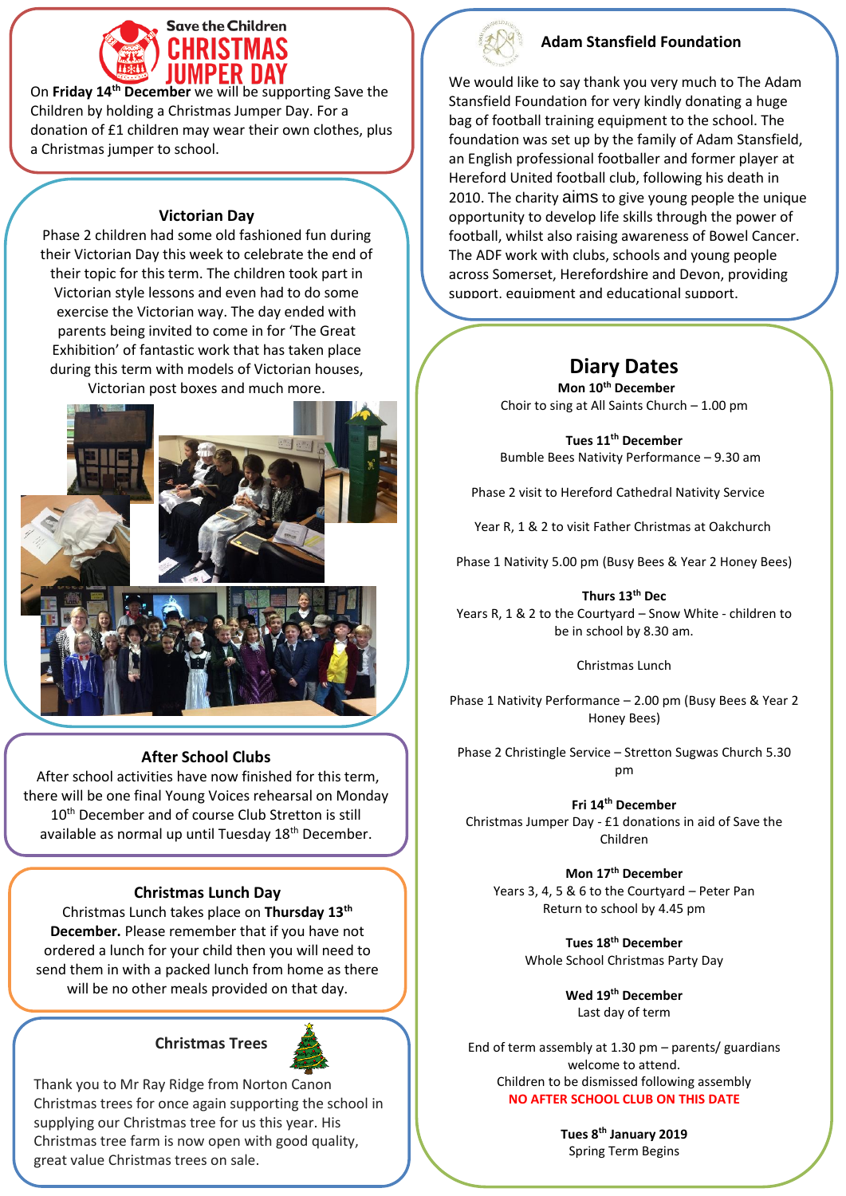## Save the Children CHRISTMAS JUMPER DAY

On **Friday 14th December** we will be supporting Save the Children by holding a Christmas Jumper Day. For a donation of £1 children may wear their own clothes, plus a Christmas jumper to school.

## Victorian Day

Phase 2 children had some old fashioned fun during their Victorian Day this week to celebrate the end of their topic for this term. The children took part in Victorian style lessons and even had to do some exercise the Victorian way. The day ended with parents being invited to come in for 'The Great Exhibition' of fantastic work that has taken place during this term with models of Victorian houses, Victorian post boxes and much more.

## After School Clubs

After school activities have now finished for this term, there will be one final Young Voices rehearsal on Monday 10th December and of course Club Stretton is still available as normal up until Tuesday 18th December.

## Christmas Lunch Day

Christmas Lunch takes place on **Thursday 13th December.** Please remember that if you have not ordered a lunch for your child then you will need to send them in with a packed lunch from home as there will be no other meals provided on that day.

## Christmas Trees

Thank you to Mr Ray Ridge from Norton Canon Christmas trees for once again supporting the school in supplying our Christmas tree for us this year. His Christmas tree farm is now open with good quality, great value Christmas trees on sale.

## Adam Stansfield Foundation

We would like to say thank you very much to The Adam Stansfield Foundation for very kindly donating a huge bag of football training equipment to the school. The foundation was set up by the family of Adam Stansfield, an English professional footballer and former player at Hereford United football club, following his death in 2010. The charity aims to give young people the unique opportunity to develop life skills through the power of football, whilst also raising awareness of Bowel Cancer. The ADF work with clubs, schools and young people across Somerset, Herefordshire and Devon, providing support, equipment and educational support.

## Diary Dates

**Mon 10th December**
Choir to sing at All Saints Church – 1.00 pm

**Tues 11th December**
Bumble Bees Nativity Performance – 9.30 am

Phase 2 visit to Hereford Cathedral Nativity Service

Year R, 1 & 2 to visit Father Christmas at Oakchurch

Phase 1 Nativity 5.00 pm (Busy Bees & Year 2 Honey Bees)

**Thurs 13th Dec**
Years R, 1 & 2 to the Courtyard – Snow White - children to be in school by 8.30 am.

Christmas Lunch

Phase 1 Nativity Performance – 2.00 pm (Busy Bees & Year 2 Honey Bees)

Phase 2 Christingle Service – Stretton Sugwas Church 5.30 pm

**Fri 14th December**
Christmas Jumper Day - £1 donations in aid of Save the Children

**Mon 17th December**
Years 3, 4, 5 & 6 to the Courtyard – Peter Pan
Return to school by 4.45 pm

**Tues 18th December**
Whole School Christmas Party Day

**Wed 19th December**
Last day of term

End of term assembly at 1.30 pm – parents/ guardians welcome to attend.
Children to be dismissed following assembly
**NO AFTER SCHOOL CLUB ON THIS DATE**

**Tues 8th January 2019**
Spring Term Begins